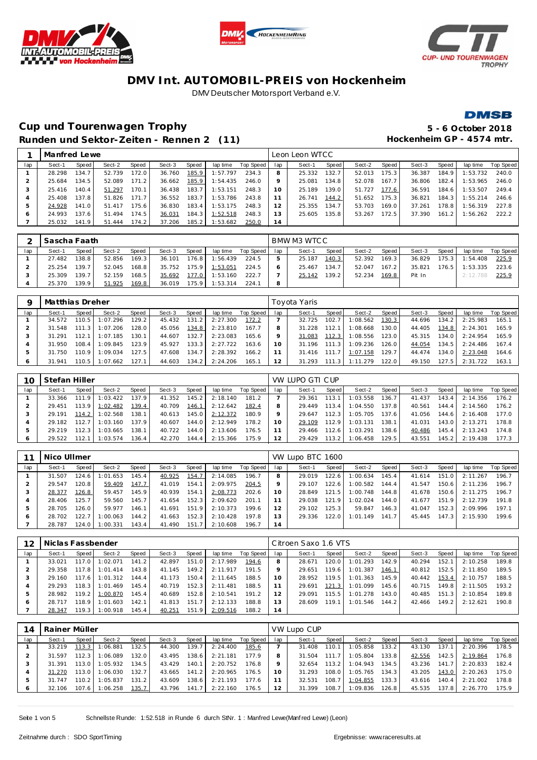# DMV Int. AUTOMOBIL-PREIS von Hockenheim

DMV Deutscher Motorsport Verband e.V.

## Cup und Tourenwagen Trophy

**5 - 6 October 2018**

### Runden und Sektor-Zeiten - Rennen 2 (11)

**Hockenheim GP - 4574 mtr.**

| 1 | Manfred Lewe | | | | | | | | Leon Leon WTCC | | | | | | | | |
|---|---|---|---|---|---|---|---|---|---|---|---|---|---|---|---|---|---|
| lap | Sect-1 | Speed | Sect-2 | Speed | Sect-3 | Speed | lap time | Top Speed | lap | Sect-1 | Speed | Sect-2 | Speed | Sect-3 | Speed | lap time | Top Speed |
| 1 | 28.298 | 134.7 | 52.739 | 172.0 | 36.760 | 185.9 | 1:57.797 | 234.3 | 8 | 25.332 | 132.7 | 52.013 | 175.3 | 36.387 | 184.9 | 1:53.732 | 240.0 |
| 2 | 25.684 | 134.5 | 52.089 | 171.2 | 36.662 | 185.9 | 1:54.435 | 246.0 | 9 | 25.081 | 134.8 | 52.078 | 167.7 | 36.806 | 182.4 | 1:53.965 | 246.0 |
| 3 | 25.416 | 140.4 | 51.297 | 170.1 | 36.438 | 183.7 | 1:53.151 | 248.3 | 10 | 25.189 | 139.0 | 51.727 | 177.6 | 36.591 | 184.6 | 1:53.507 | 249.4 |
| 4 | 25.408 | 137.8 | 51.826 | 171.7 | 36.552 | 183.7 | 1:53.786 | 243.8 | 11 | 26.741 | 144.2 | 51.652 | 175.3 | 36.821 | 184.3 | 1:55.214 | 246.6 |
| 5 | 24.928 | 141.0 | 51.417 | 175.6 | 36.830 | 183.4 | 1:53.175 | 248.3 | 12 | 25.355 | 134.7 | 53.703 | 169.0 | 37.261 | 178.8 | 1:56.319 | 227.8 |
| 6 | 24.993 | 137.6 | 51.494 | 174.5 | 36.031 | 184.3 | 1:52.518 | 248.3 | 13 | 25.605 | 135.8 | 53.267 | 172.5 | 37.390 | 161.2 | 1:56.262 | 222.2 |
| 7 | 25.032 | 141.9 | 51.444 | 174.2 | 37.206 | 185.2 | 1:53.682 | 250.0 | 14 | | | | | | | | |

| 2 | Sascha Faath | | | | | | | | BMW M3 WTCC | | | | | | | | |
|---|---|---|---|---|---|---|---|---|---|---|---|---|---|---|---|---|---|
| lap | Sect-1 | Speed | Sect-2 | Speed | Sect-3 | Speed | lap time | Top Speed | lap | Sect-1 | Speed | Sect-2 | Speed | Sect-3 | Speed | lap time | Top Speed |
| 1 | 27.482 | 138.8 | 52.856 | 169.3 | 36.101 | 176.8 | 1:56.439 | 224.5 | 5 | 25.187 | 140.3 | 52.392 | 169.3 | 36.829 | 175.3 | 1:54.408 | 225.9 |
| 2 | 25.254 | 139.7 | 52.045 | 168.8 | 35.752 | 175.9 | 1:53.051 | 224.5 | 6 | 25.467 | 134.7 | 52.047 | 167.2 | 35.821 | 176.5 | 1:53.335 | 223.6 |
| 3 | 25.309 | 139.7 | 52.159 | 168.5 | 35.692 | 177.0 | 1:53.160 | 222.7 | 7 | 25.142 | 139.2 | 52.234 | 169.8 | Pit In | | 2:12.788 | 225.9 |
| 4 | 25.370 | 139.9 | 51.925 | 169.8 | 36.019 | 175.9 | 1:53.314 | 224.1 | 8 | | | | | | | | |

| 9 | Matthias Dreher | | | | | | | | Toyota Yaris | | | | | | | | |
|---|---|---|---|---|---|---|---|---|---|---|---|---|---|---|---|---|---|
| lap | Sect-1 | Speed | Sect-2 | Speed | Sect-3 | Speed | lap time | Top Speed | lap | Sect-1 | Speed | Sect-2 | Speed | Sect-3 | Speed | lap time | Top Speed |
| 1 | 34.572 | 110.5 | 1:07.296 | 129.2 | 45.432 | 131.2 | 2:27.300 | 172.2 | 7 | 32.725 | 102.7 | 1:08.562 | 130.3 | 44.696 | 134.2 | 2:25.983 | 165.1 |
| 2 | 31.548 | 111.3 | 1:07.206 | 128.0 | 45.056 | 134.8 | 2:23.810 | 167.7 | 8 | 31.228 | 112.1 | 1:08.668 | 130.0 | 44.405 | 134.8 | 2:24.301 | 165.9 |
| 3 | 31.291 | 112.1 | 1:07.185 | 130.1 | 44.607 | 132.7 | 2:23.083 | 165.6 | 9 | 31.083 | 112.3 | 1:08.556 | 123.0 | 45.315 | 134.0 | 2:24.954 | 165.9 |
| 4 | 31.950 | 108.4 | 1:09.845 | 123.9 | 45.927 | 133.3 | 2:27.722 | 163.6 | 10 | 31.196 | 111.3 | 1:09.236 | 126.0 | 44.054 | 134.5 | 2:24.486 | 167.4 |
| 5 | 31.750 | 110.9 | 1:09.034 | 127.5 | 47.608 | 134.7 | 2:28.392 | 166.2 | 11 | 31.416 | 111.7 | 1:07.158 | 129.7 | 44.474 | 134.0 | 2:23.048 | 164.6 |
| 6 | 31.941 | 110.5 | 1:07.662 | 127.1 | 44.603 | 134.2 | 2:24.206 | 165.1 | 12 | 31.293 | 111.3 | 1:11.279 | 122.0 | 49.150 | 127.5 | 2:31.722 | 163.1 |

| 10 | Stefan Hiller | | | | | | | | VW LUPO GTI CUP | | | | | | | | |
|---|---|---|---|---|---|---|---|---|---|---|---|---|---|---|---|---|---|
| lap | Sect-1 | Speed | Sect-2 | Speed | Sect-3 | Speed | lap time | Top Speed | lap | Sect-1 | Speed | Sect-2 | Speed | Sect-3 | Speed | lap time | Top Speed |
| 1 | 33.366 | 111.9 | 1:03.422 | 137.9 | 41.352 | 145.2 | 2:18.140 | 181.2 | 7 | 29.361 | 113.1 | 1:03.558 | 136.7 | 41.437 | 143.4 | 2:14.356 | 176.2 |
| 2 | 29.451 | 113.9 | 1:02.482 | 139.4 | 40.709 | 146.1 | 2:12.642 | 182.4 | 8 | 29.449 | 113.4 | 1:04.550 | 137.8 | 40.561 | 144.4 | 2:14.560 | 176.2 |
| 3 | 29.191 | 114.2 | 1:02.568 | 138.1 | 40.613 | 145.0 | 2:12.372 | 180.9 | 9 | 29.647 | 112.3 | 1:05.705 | 137.6 | 41.056 | 144.6 | 2:16.408 | 177.0 |
| 4 | 29.182 | 112.7 | 1:03.160 | 137.9 | 40.607 | 144.0 | 2:12.949 | 178.2 | 10 | 29.109 | 112.9 | 1:03.131 | 138.1 | 41.031 | 143.0 | 2:13.271 | 178.8 |
| 5 | 29.219 | 112.3 | 1:03.665 | 138.1 | 40.722 | 144.0 | 2:13.606 | 176.5 | 11 | 29.466 | 112.6 | 1:03.291 | 138.6 | 40.486 | 145.4 | 2:13.243 | 174.8 |
| 6 | 29.522 | 112.1 | 1:03.574 | 136.4 | 42.270 | 144.4 | 2:15.366 | 175.9 | 12 | 29.429 | 113.2 | 1:06.458 | 129.5 | 43.551 | 145.2 | 2:19.438 | 177.3 |

| 11 | Nico Ullmer | | | | | | | | VW Lupo BTC 1600 | | | | | | | | |
|---|---|---|---|---|---|---|---|---|---|---|---|---|---|---|---|---|---|
| lap | Sect-1 | Speed | Sect-2 | Speed | Sect-3 | Speed | lap time | Top Speed | lap | Sect-1 | Speed | Sect-2 | Speed | Sect-3 | Speed | lap time | Top Speed |
| 1 | 31.507 | 124.6 | 1:01.653 | 145.4 | 40.925 | 154.7 | 2:14.085 | 196.7 | 8 | 29.019 | 122.6 | 1:00.634 | 145.4 | 41.614 | 151.0 | 2:11.267 | 196.7 |
| 2 | 29.547 | 120.8 | 59.409 | 147.7 | 41.019 | 154.1 | 2:09.975 | 204.5 | 9 | 29.107 | 122.6 | 1:00.582 | 144.4 | 41.547 | 150.6 | 2:11.236 | 196.7 |
| 3 | 28.377 | 126.8 | 59.457 | 145.9 | 40.939 | 154.1 | 2:08.773 | 202.6 | 10 | 28.849 | 121.5 | 1:00.748 | 144.8 | 41.678 | 150.6 | 2:11.275 | 196.7 |
| 4 | 28.406 | 125.7 | 59.560 | 145.7 | 41.654 | 152.3 | 2:09.620 | 201.1 | 11 | 29.038 | 121.9 | 1:02.024 | 144.0 | 41.677 | 151.9 | 2:12.739 | 191.8 |
| 5 | 28.705 | 126.0 | 59.977 | 146.1 | 41.691 | 151.9 | 2:10.373 | 199.6 | 12 | 29.102 | 125.3 | 59.847 | 146.3 | 41.047 | 152.3 | 2:09.996 | 197.1 |
| 6 | 28.702 | 122.7 | 1:00.063 | 144.2 | 41.663 | 152.3 | 2:10.428 | 197.8 | 13 | 29.336 | 122.0 | 1:01.149 | 141.7 | 45.445 | 147.3 | 2:15.930 | 199.6 |
| 7 | 28.787 | 124.0 | 1:00.331 | 143.4 | 41.490 | 151.7 | 2:10.608 | 196.7 | 14 | | | | | | | | |

| 12 | Niclas Fassbender | | | | | | | | Citroen Saxo 1.6 VTS | | | | | | | | |
|---|---|---|---|---|---|---|---|---|---|---|---|---|---|---|---|---|---|
| lap | Sect-1 | Speed | Sect-2 | Speed | Sect-3 | Speed | lap time | Top Speed | lap | Sect-1 | Speed | Sect-2 | Speed | Sect-3 | Speed | lap time | Top Speed |
| 1 | 33.021 | 117.0 | 1:02.071 | 141.2 | 42.897 | 151.0 | 2:17.989 | 194.6 | 8 | 28.671 | 120.0 | 1:01.293 | 142.9 | 40.294 | 152.1 | 2:10.258 | 189.8 |
| 2 | 29.358 | 117.8 | 1:01.414 | 143.8 | 41.145 | 149.2 | 2:11.917 | 191.5 | 9 | 29.651 | 119.6 | 1:01.387 | 146.1 | 40.812 | 152.5 | 2:11.850 | 189.5 |
| 3 | 29.160 | 117.6 | 1:01.312 | 144.4 | 41.173 | 150.4 | 2:11.645 | 188.5 | 10 | 28.952 | 119.5 | 1:01.363 | 145.9 | 40.442 | 153.4 | 2:10.757 | 188.5 |
| 4 | 29.293 | 118.3 | 1:01.469 | 145.4 | 40.719 | 152.3 | 2:11.481 | 188.5 | 11 | 29.691 | 121.3 | 1:01.099 | 145.6 | 40.715 | 149.8 | 2:11.505 | 193.2 |
| 5 | 28.982 | 119.2 | 1:00.870 | 145.4 | 40.689 | 152.8 | 2:10.541 | 191.2 | 12 | 29.091 | 115.5 | 1:01.278 | 143.0 | 40.485 | 151.3 | 2:10.854 | 189.8 |
| 6 | 28.717 | 118.9 | 1:01.603 | 142.1 | 41.813 | 151.7 | 2:12.133 | 188.8 | 13 | 28.609 | 119.1 | 1:01.546 | 144.2 | 42.466 | 149.2 | 2:12.621 | 190.8 |
| 7 | 28.347 | 119.3 | 1:00.918 | 145.4 | 40.251 | 151.9 | 2:09.516 | 188.2 | 14 | | | | | | | | |

| 14 | Rainer Müller | | | | | | | | VW Lupo CUP | | | | | | | | |
|---|---|---|---|---|---|---|---|---|---|---|---|---|---|---|---|---|---|
| lap | Sect-1 | Speed | Sect-2 | Speed | Sect-3 | Speed | lap time | Top Speed | lap | Sect-1 | Speed | Sect-2 | Speed | Sect-3 | Speed | lap time | Top Speed |
| 1 | 33.219 | 113.3 | 1:06.881 | 132.5 | 44.300 | 139.7 | 2:24.400 | 185.6 | 7 | 31.408 | 110.1 | 1:05.858 | 133.2 | 43.130 | 137.1 | 2:20.396 | 178.5 |
| 2 | 31.597 | 112.3 | 1:06.089 | 132.0 | 43.495 | 138.6 | 2:21.181 | 177.9 | 8 | 31.504 | 111.7 | 1:05.804 | 133.8 | 42.556 | 142.5 | 2:19.864 | 176.8 |
| 3 | 31.391 | 113.0 | 1:05.932 | 134.5 | 43.429 | 140.1 | 2:20.752 | 176.8 | 9 | 32.654 | 113.2 | 1:04.943 | 134.5 | 43.236 | 141.7 | 2:20.833 | 182.4 |
| 4 | 31.270 | 113.0 | 1:06.030 | 132.7 | 43.665 | 141.2 | 2:20.965 | 176.5 | 10 | 31.293 | 108.0 | 1:05.765 | 134.3 | 43.205 | 143.0 | 2:20.263 | 175.0 |
| 5 | 31.747 | 110.2 | 1:05.837 | 131.2 | 43.609 | 138.6 | 2:21.193 | 177.6 | 11 | 32.531 | 108.7 | 1:04.855 | 133.3 | 43.616 | 140.4 | 2:21.002 | 178.8 |
| 6 | 32.106 | 107.6 | 1:06.258 | 135.7 | 43.796 | 141.7 | 2:22.160 | 176.5 | 12 | 31.399 | 108.7 | 1:09.836 | 126.8 | 45.535 | 137.8 | 2:26.770 | 175.9 |

Schnellste Runde: 1:52.518 in Runde 6 durch StNr. 1 : Manfred Lewe(Manfred Lewe) (Leon)

Zeitnahme durch : SDO SportTiming

Ergebnisse: www.raceresults.at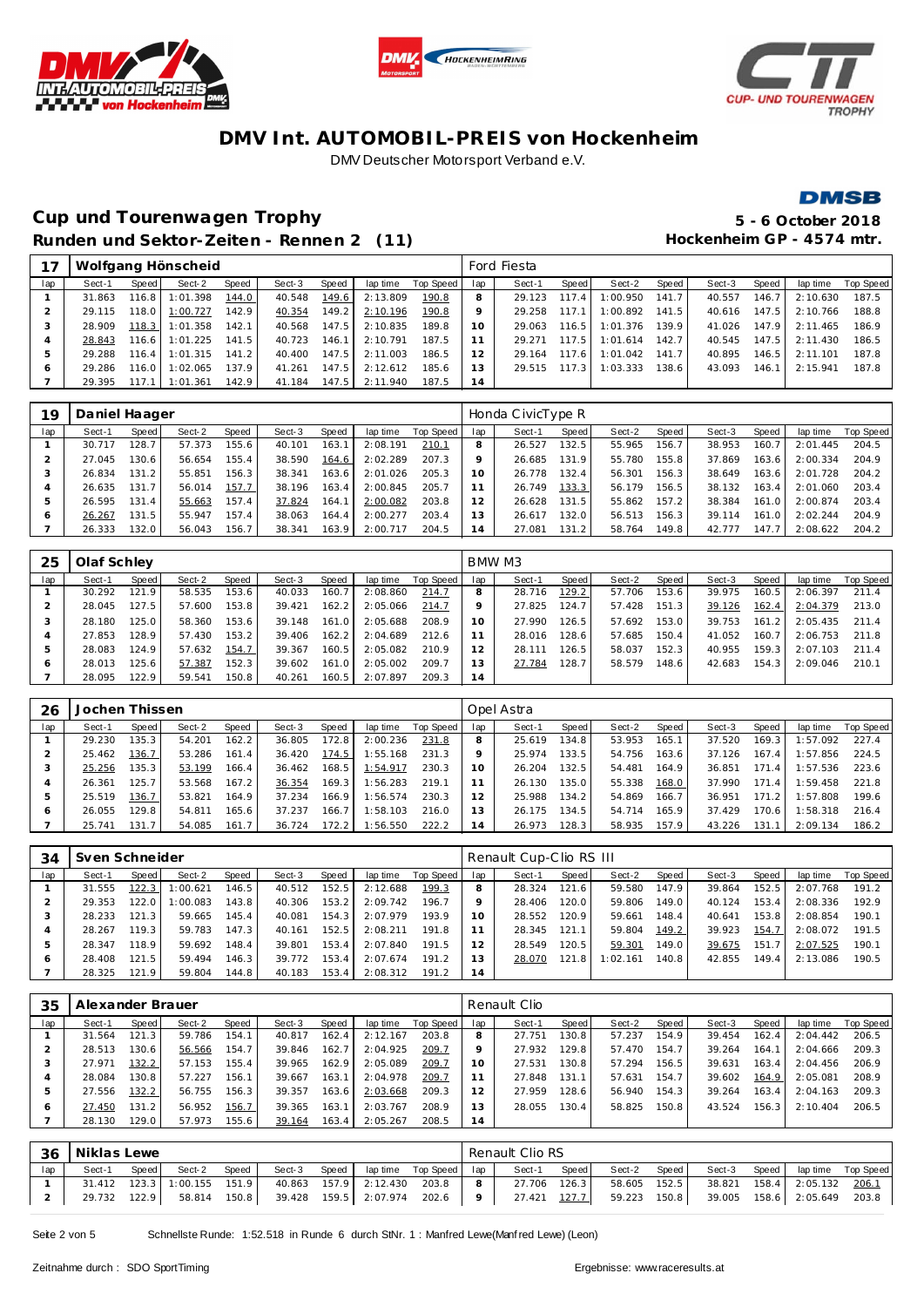# DMV Int. AUTOMOBIL-PREIS von Hockenheim

DMV Deutscher Motorsport Verband e.V.

## Cup und Tourenwagen Trophy

**Runden und Sektor-Zeiten - Rennen 2 (11)**

**5 - 6 October 2018**
**Hockenheim GP - 4574 mtr.**

| 17 | Wolfgang Hönscheid | | | | | | | | Ford Fiesta | | | | | | | | |
|---|---|---|---|---|---|---|---|---|---|---|---|---|---|---|---|---|---|
| lap | Sect-1 | Speed | Sect-2 | Speed | Sect-3 | Speed | lap time | Top Speed | lap | Sect-1 | Speed | Sect-2 | Speed | Sect-3 | Speed | lap time | Top Speed |
| 1 | 31.863 | 116.8 | 1:01.398 | 144.0 | 40.548 | 149.6 | 2:13.809 | 190.8 | 8 | 29.123 | 117.4 | 1:00.950 | 141.7 | 40.557 | 146.7 | 2:10.630 | 187.5 |
| 2 | 29.115 | 118.0 | 1:00.727 | 142.9 | 40.354 | 149.2 | 2:10.196 | 190.8 | 9 | 29.258 | 117.1 | 1:00.892 | 141.5 | 40.616 | 147.5 | 2:10.766 | 188.8 |
| 3 | 28.909 | 118.3 | 1:01.358 | 142.1 | 40.568 | 147.5 | 2:10.835 | 189.8 | 10 | 29.063 | 116.5 | 1:01.376 | 139.9 | 41.026 | 147.9 | 2:11.465 | 186.9 |
| 4 | 28.843 | 116.6 | 1:01.225 | 141.5 | 40.723 | 146.1 | 2:10.791 | 187.5 | 11 | 29.271 | 117.5 | 1:01.614 | 142.7 | 40.545 | 147.5 | 2:11.430 | 186.5 |
| 5 | 29.288 | 116.4 | 1:01.315 | 141.2 | 40.400 | 147.5 | 2:11.003 | 186.5 | 12 | 29.164 | 117.6 | 1:01.042 | 141.7 | 40.895 | 146.5 | 2:11.101 | 187.8 |
| 6 | 29.286 | 116.0 | 1:02.065 | 137.9 | 41.261 | 147.5 | 2:12.612 | 185.6 | 13 | 29.515 | 117.3 | 1:03.333 | 138.6 | 43.093 | 146.1 | 2:15.941 | 187.8 |
| 7 | 29.395 | 117.1 | 1:01.361 | 142.9 | 41.184 | 147.5 | 2:11.940 | 187.5 | 14 | | | | | | | | |

| 19 | Daniel Haager | | | | | | | | Honda CivicType R | | | | | | | | |
|---|---|---|---|---|---|---|---|---|---|---|---|---|---|---|---|---|---|
| lap | Sect-1 | Speed | Sect-2 | Speed | Sect-3 | Speed | lap time | Top Speed | lap | Sect-1 | Speed | Sect-2 | Speed | Sect-3 | Speed | lap time | Top Speed |
| 1 | 30.717 | 128.7 | 57.373 | 155.6 | 40.101 | 163.1 | 2:08.191 | 210.1 | 8 | 26.527 | 132.5 | 55.965 | 156.7 | 38.953 | 160.7 | 2:01.445 | 204.5 |
| 2 | 27.045 | 130.6 | 56.654 | 155.4 | 38.590 | 164.6 | 2:02.289 | 207.3 | 9 | 26.685 | 131.9 | 55.780 | 155.8 | 37.869 | 163.6 | 2:00.334 | 204.9 |
| 3 | 26.834 | 131.2 | 55.851 | 156.3 | 38.341 | 163.6 | 2:01.026 | 205.3 | 10 | 26.778 | 132.4 | 56.301 | 156.3 | 38.649 | 163.6 | 2:01.728 | 204.2 |
| 4 | 26.635 | 131.7 | 56.014 | 157.7 | 38.196 | 163.4 | 2:00.845 | 205.7 | 11 | 26.749 | 133.3 | 56.179 | 156.5 | 38.132 | 163.4 | 2:01.060 | 203.4 |
| 5 | 26.595 | 131.4 | 55.663 | 157.4 | 37.824 | 164.1 | 2:00.082 | 203.8 | 12 | 26.628 | 131.5 | 55.862 | 157.2 | 38.384 | 161.0 | 2:00.874 | 203.4 |
| 6 | 26.267 | 131.5 | 55.947 | 157.4 | 38.063 | 164.4 | 2:00.277 | 203.4 | 13 | 26.617 | 132.0 | 56.513 | 156.3 | 39.114 | 161.0 | 2:02.244 | 204.9 |
| 7 | 26.333 | 132.0 | 56.043 | 156.7 | 38.341 | 163.9 | 2:00.717 | 204.5 | 14 | 27.081 | 131.2 | 58.764 | 149.8 | 42.777 | 147.7 | 2:08.622 | 204.2 |

| 25 | Olaf Schley | | | | | | | | BMW M3 | | | | | | | | |
|---|---|---|---|---|---|---|---|---|---|---|---|---|---|---|---|---|---|
| lap | Sect-1 | Speed | Sect-2 | Speed | Sect-3 | Speed | lap time | Top Speed | lap | Sect-1 | Speed | Sect-2 | Speed | Sect-3 | Speed | lap time | Top Speed |
| 1 | 30.292 | 121.9 | 58.535 | 153.6 | 40.033 | 160.7 | 2:08.860 | 214.7 | 8 | 28.716 | 129.2 | 57.706 | 153.6 | 39.975 | 160.5 | 2:06.397 | 211.4 |
| 2 | 28.045 | 127.5 | 57.600 | 153.8 | 39.421 | 162.2 | 2:05.066 | 214.7 | 9 | 27.825 | 124.7 | 57.428 | 151.3 | 39.126 | 162.4 | 2:04.379 | 213.0 |
| 3 | 28.180 | 125.0 | 58.360 | 153.6 | 39.148 | 161.0 | 2:05.688 | 208.9 | 10 | 27.990 | 126.5 | 57.692 | 153.0 | 39.753 | 161.2 | 2:05.435 | 211.4 |
| 4 | 27.853 | 128.9 | 57.430 | 153.2 | 39.406 | 162.2 | 2:04.689 | 212.6 | 11 | 28.016 | 128.6 | 57.685 | 150.4 | 41.052 | 160.7 | 2:06.753 | 211.8 |
| 5 | 28.083 | 124.9 | 57.632 | 154.7 | 39.367 | 160.5 | 2:05.082 | 210.9 | 12 | 28.111 | 126.5 | 58.037 | 152.3 | 40.955 | 159.3 | 2:07.103 | 211.4 |
| 6 | 28.013 | 125.6 | 57.387 | 152.3 | 39.602 | 161.0 | 2:05.002 | 209.7 | 13 | 27.784 | 128.7 | 58.579 | 148.6 | 42.683 | 154.3 | 2:09.046 | 210.1 |
| 7 | 28.095 | 122.9 | 59.541 | 150.8 | 40.261 | 160.5 | 2:07.897 | 209.3 | 14 | | | | | | | | |

| 26 | Jochen Thissen | | | | | | | | Opel Astra | | | | | | | | |
|---|---|---|---|---|---|---|---|---|---|---|---|---|---|---|---|---|---|
| lap | Sect-1 | Speed | Sect-2 | Speed | Sect-3 | Speed | lap time | Top Speed | lap | Sect-1 | Speed | Sect-2 | Speed | Sect-3 | Speed | lap time | Top Speed |
| 1 | 29.230 | 131.8 | 54.201 | 162.2 | 36.805 | 172.8 | 2:00.236 | 231.8 | 8 | 25.619 | 134.8 | 53.953 | 165.1 | 37.520 | 169.3 | 1:57.092 | 227.4 |
| 2 | 25.462 | 136.7 | 53.286 | 161.4 | 36.420 | 174.5 | 1:55.168 | 231.3 | 9 | 25.974 | 133.5 | 54.756 | 163.6 | 37.126 | 167.4 | 1:57.856 | 224.5 |
| 3 | 25.256 | 135.3 | 53.199 | 166.4 | 36.462 | 168.5 | 1:54.917 | 230.3 | 10 | 26.204 | 132.5 | 54.481 | 164.9 | 36.851 | 171.4 | 1:57.536 | 223.6 |
| 4 | 26.361 | 125.7 | 53.568 | 167.2 | 36.354 | 169.3 | 1:56.283 | 219.1 | 11 | 26.130 | 135.0 | 55.338 | 168.0 | 37.990 | 171.4 | 1:59.458 | 221.8 |
| 5 | 25.519 | 136.7 | 53.821 | 164.9 | 37.234 | 166.9 | 1:56.574 | 230.3 | 12 | 25.988 | 134.2 | 54.869 | 166.7 | 36.951 | 171.2 | 1:57.808 | 199.6 |
| 6 | 26.055 | 129.8 | 54.811 | 165.6 | 37.237 | 166.7 | 1:58.103 | 216.0 | 13 | 26.175 | 134.5 | 54.714 | 165.9 | 37.429 | 170.6 | 1:58.318 | 216.4 |
| 7 | 25.741 | 131.7 | 54.085 | 161.7 | 36.724 | 172.2 | 1:56.550 | 222.2 | 14 | 26.973 | 128.3 | 58.935 | 157.9 | 43.226 | 131.1 | 2:09.134 | 186.2 |

| 34 | Sven Schneider | | | | | | | | Renault Cup-Clio RS III | | | | | | | | |
|---|---|---|---|---|---|---|---|---|---|---|---|---|---|---|---|---|---|
| lap | Sect-1 | Speed | Sect-2 | Speed | Sect-3 | Speed | lap time | Top Speed | lap | Sect-1 | Speed | Sect-2 | Speed | Sect-3 | Speed | lap time | Top Speed |
| 1 | 31.555 | 122.3 | 1:00.621 | 146.5 | 40.512 | 152.5 | 2:12.688 | 199.3 | 8 | 28.324 | 121.6 | 59.580 | 147.9 | 39.864 | 152.5 | 2:07.768 | 191.2 |
| 2 | 29.353 | 122.0 | 1:00.083 | 143.8 | 40.306 | 153.2 | 2:09.742 | 196.7 | 9 | 28.406 | 120.0 | 59.806 | 149.0 | 40.124 | 153.4 | 2:08.336 | 192.9 |
| 3 | 28.233 | 121.3 | 59.665 | 145.4 | 40.081 | 154.3 | 2:07.979 | 193.9 | 10 | 28.552 | 120.9 | 59.661 | 148.4 | 40.641 | 153.8 | 2:08.854 | 190.1 |
| 4 | 28.267 | 119.3 | 59.783 | 147.3 | 40.161 | 152.5 | 2:08.211 | 191.8 | 11 | 28.345 | 121.1 | 59.804 | 149.2 | 39.923 | 154.7 | 2:08.072 | 191.5 |
| 5 | 28.347 | 118.9 | 59.692 | 148.4 | 39.801 | 153.4 | 2:07.840 | 191.5 | 12 | 28.549 | 120.5 | 59.301 | 149.0 | 39.675 | 151.7 | 2:07.525 | 190.1 |
| 6 | 28.408 | 121.5 | 59.494 | 146.3 | 39.772 | 153.4 | 2:07.674 | 191.2 | 13 | 28.070 | 121.8 | 1:02.161 | 140.8 | 42.855 | 149.4 | 2:13.086 | 190.5 |
| 7 | 28.325 | 121.9 | 59.804 | 144.8 | 40.183 | 153.4 | 2:08.312 | 191.2 | 14 | | | | | | | | |

| 35 | Alexander Brauer | | | | | | | | Renault Clio | | | | | | | | |
|---|---|---|---|---|---|---|---|---|---|---|---|---|---|---|---|---|---|
| lap | Sect-1 | Speed | Sect-2 | Speed | Sect-3 | Speed | lap time | Top Speed | lap | Sect-1 | Speed | Sect-2 | Speed | Sect-3 | Speed | lap time | Top Speed |
| 1 | 31.564 | 121.3 | 59.786 | 154.1 | 40.817 | 162.4 | 2:12.167 | 203.8 | 8 | 27.751 | 130.8 | 57.237 | 154.9 | 39.454 | 162.4 | 2:04.442 | 206.5 |
| 2 | 28.513 | 130.6 | 56.566 | 154.7 | 39.846 | 162.7 | 2:04.925 | 209.7 | 9 | 27.932 | 129.8 | 57.470 | 154.7 | 39.264 | 164.1 | 2:04.666 | 209.3 |
| 3 | 27.971 | 132.2 | 57.153 | 155.4 | 39.965 | 162.9 | 2:05.089 | 209.7 | 10 | 27.531 | 130.8 | 57.294 | 156.5 | 39.631 | 163.4 | 2:04.456 | 206.9 |
| 4 | 28.084 | 130.8 | 57.227 | 156.1 | 39.667 | 163.1 | 2:04.978 | 209.7 | 11 | 27.848 | 131.1 | 57.631 | 154.7 | 39.602 | 164.9 | 2:05.081 | 208.9 |
| 5 | 27.556 | 132.2 | 56.755 | 156.3 | 39.357 | 163.6 | 2:03.668 | 209.3 | 12 | 27.959 | 128.6 | 56.940 | 154.3 | 39.264 | 163.4 | 2:04.163 | 209.3 |
| 6 | 27.450 | 131.2 | 56.952 | 156.7 | 39.365 | 163.1 | 2:03.767 | 208.9 | 13 | 28.055 | 130.4 | 58.825 | 150.8 | 43.524 | 156.3 | 2:10.404 | 206.5 |
| 7 | 28.130 | 129.0 | 57.973 | 155.6 | 39.164 | 163.4 | 2:05.267 | 208.5 | 14 | | | | | | | | |

| 36 | Niklas Lewe | | | | | | | | Renault Clio RS | | | | | | | | |
|---|---|---|---|---|---|---|---|---|---|---|---|---|---|---|---|---|---|
| lap | Sect-1 | Speed | Sect-2 | Speed | Sect-3 | Speed | lap time | Top Speed | lap | Sect-1 | Speed | Sect-2 | Speed | Sect-3 | Speed | lap time | Top Speed |
| 1 | 31.412 | 123.3 | 1:00.155 | 151.9 | 40.863 | 157.9 | 2:12.430 | 203.8 | 8 | 27.706 | 126.3 | 58.605 | 152.5 | 38.821 | 158.4 | 2:05.132 | 206.1 |
| 2 | 29.732 | 122.9 | 58.814 | 150.8 | 39.428 | 159.5 | 2:07.974 | 202.6 | 9 | 27.421 | 127.7 | 59.223 | 150.8 | 39.005 | 158.6 | 2:05.649 | 203.8 |

Schnellste Runde: 1:52.518 in Runde 6 durch StNr. 1 : Manfred Lewe(Manfred Lewe) (Leon)

Zeitnahme durch : SDO SportTiming

Ergebnisse: www.raceresults.at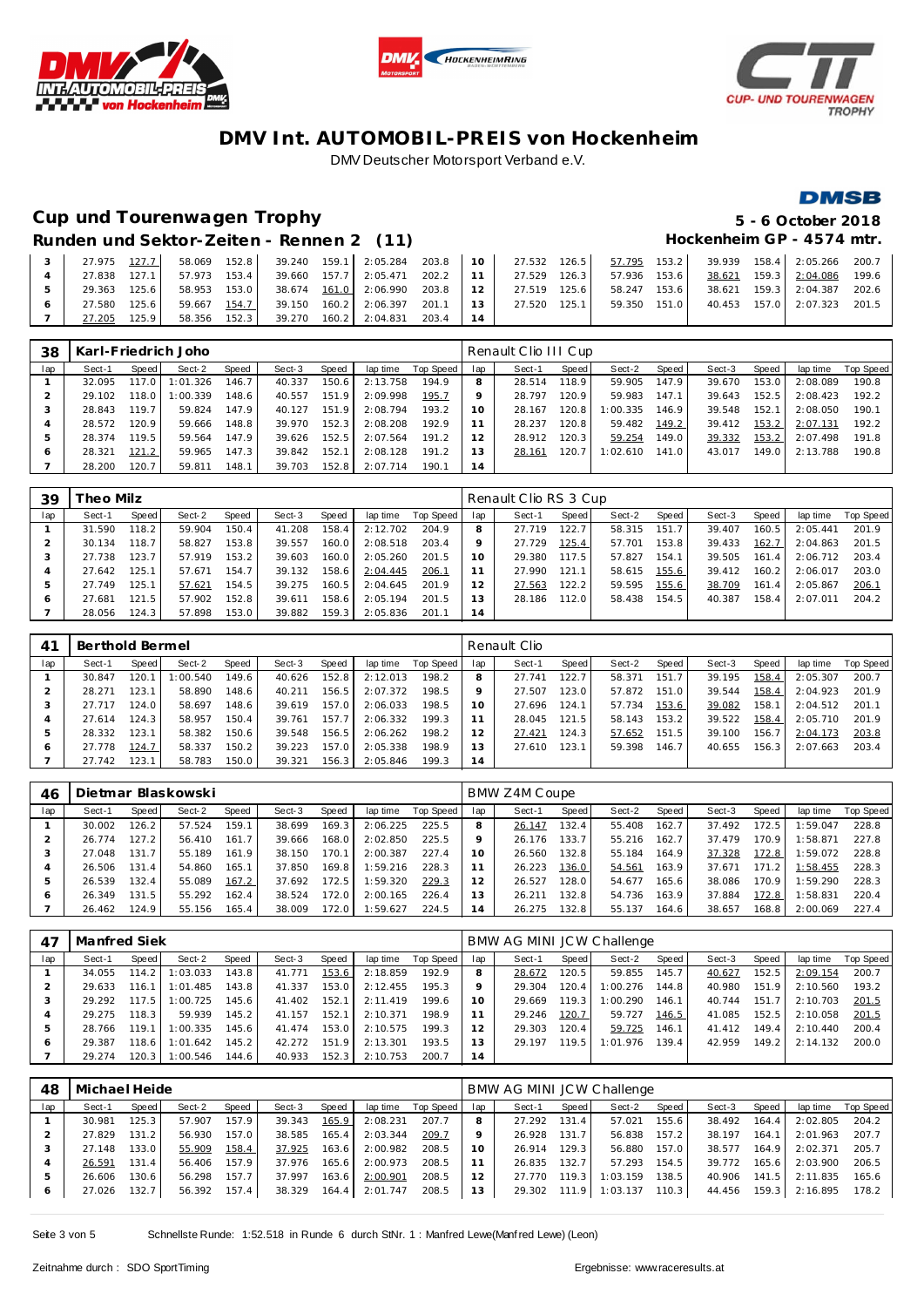# DMV Int. AUTOMOBIL-PREIS von Hockenheim

DMV Deutscher Motorsport Verband e.V.

## Cup und Tourenwagen Trophy

**5 - 6 October 2018**

### Runden und Sektor-Zeiten - Rennen 2 (11)

**Hockenheim GP - 4574 mtr.**

| lap | Sect-1 | Speed | Sect-2 | Speed | Sect-3 | Speed | lap time | Top Speed | lap | Sect-1 | Speed | Sect-2 | Speed | Sect-3 | Speed | lap time | Top Speed |
|---|---|---|---|---|---|---|---|---|---|---|---|---|---|---|---|---|---|
| 3 | 27.975 | 127.7 | 58.069 | 152.8 | 39.240 | 159.1 | 2:05.284 | 203.8 | 10 | 27.532 | 126.5 | 57.795 | 153.2 | 39.939 | 158.4 | 2:05.266 | 200.7 |
| 4 | 27.838 | 127.1 | 57.973 | 153.4 | 39.660 | 157.7 | 2:05.471 | 202.2 | 11 | 27.529 | 126.3 | 57.936 | 153.6 | 38.621 | 159.3 | 2:04.086 | 199.6 |
| 5 | 29.363 | 125.6 | 58.953 | 153.0 | 38.674 | 161.0 | 2:06.990 | 203.8 | 12 | 27.519 | 125.6 | 58.247 | 153.6 | 38.621 | 159.3 | 2:04.387 | 202.6 |
| 6 | 27.580 | 125.6 | 59.667 | 154.7 | 39.150 | 160.2 | 2:06.397 | 201.1 | 13 | 27.520 | 125.1 | 59.350 | 151.0 | 40.453 | 157.0 | 2:07.323 | 201.5 |
| 7 | 27.205 | 125.9 | 58.356 | 152.3 | 39.270 | 160.2 | 2:04.831 | 203.4 | 14 | | | | | | | | |

**38 Karl-Friedrich Joho** — Renault Clio III Cup

| lap | Sect-1 | Speed | Sect-2 | Speed | Sect-3 | Speed | lap time | Top Speed | lap | Sect-1 | Speed | Sect-2 | Speed | Sect-3 | Speed | lap time | Top Speed |
|---|---|---|---|---|---|---|---|---|---|---|---|---|---|---|---|---|---|
| 1 | 32.095 | 117.0 | 1:01.326 | 146.7 | 40.337 | 150.6 | 2:13.758 | 194.9 | 8 | 28.514 | 118.9 | 59.905 | 147.9 | 39.670 | 153.0 | 2:08.089 | 190.8 |
| 2 | 29.102 | 118.0 | 1:00.339 | 148.6 | 40.557 | 151.9 | 2:09.998 | 195.7 | 9 | 28.797 | 120.9 | 59.983 | 147.1 | 39.643 | 152.5 | 2:08.423 | 192.2 |
| 3 | 28.843 | 119.7 | 59.824 | 147.9 | 40.127 | 151.9 | 2:08.794 | 193.2 | 10 | 28.167 | 120.8 | 1:00.335 | 146.9 | 39.548 | 152.1 | 2:08.050 | 190.1 |
| 4 | 28.572 | 120.9 | 59.666 | 148.8 | 39.970 | 152.3 | 2:08.208 | 192.9 | 11 | 28.237 | 120.8 | 59.482 | 149.2 | 39.412 | 153.2 | 2:07.131 | 192.2 |
| 5 | 28.374 | 119.5 | 59.564 | 147.9 | 39.626 | 152.5 | 2:07.564 | 191.2 | 12 | 28.912 | 120.3 | 59.254 | 149.0 | 39.332 | 153.2 | 2:07.498 | 191.8 |
| 6 | 28.321 | 121.2 | 59.965 | 147.3 | 39.842 | 152.1 | 2:08.128 | 191.2 | 13 | 28.161 | 120.7 | 1:02.610 | 141.0 | 43.017 | 149.0 | 2:13.788 | 190.8 |
| 7 | 28.200 | 120.7 | 59.811 | 148.1 | 39.703 | 152.8 | 2:07.714 | 190.1 | 14 | | | | | | | | |

**39 Theo Milz** — Renault Clio RS 3 Cup

| lap | Sect-1 | Speed | Sect-2 | Speed | Sect-3 | Speed | lap time | Top Speed | lap | Sect-1 | Speed | Sect-2 | Speed | Sect-3 | Speed | lap time | Top Speed |
|---|---|---|---|---|---|---|---|---|---|---|---|---|---|---|---|---|---|
| 1 | 31.590 | 118.2 | 59.904 | 150.4 | 41.208 | 158.4 | 2:12.702 | 204.9 | 8 | 27.719 | 122.7 | 58.315 | 151.7 | 39.407 | 160.5 | 2:05.441 | 201.9 |
| 2 | 30.134 | 118.7 | 58.827 | 153.8 | 39.557 | 160.0 | 2:08.518 | 203.4 | 9 | 27.729 | 125.4 | 57.701 | 153.8 | 39.433 | 162.7 | 2:04.863 | 201.5 |
| 3 | 27.738 | 123.7 | 57.919 | 153.2 | 39.603 | 160.0 | 2:05.260 | 201.5 | 10 | 29.380 | 117.5 | 57.827 | 154.1 | 39.505 | 161.4 | 2:06.712 | 203.4 |
| 4 | 27.642 | 125.1 | 57.671 | 154.7 | 39.132 | 158.6 | 2:04.445 | 206.1 | 11 | 27.990 | 121.1 | 58.615 | 155.6 | 39.412 | 160.2 | 2:06.017 | 203.0 |
| 5 | 27.749 | 125.1 | 57.621 | 154.5 | 39.275 | 160.5 | 2:04.645 | 201.9 | 12 | 27.563 | 122.2 | 59.595 | 155.6 | 38.709 | 161.4 | 2:05.867 | 206.1 |
| 6 | 27.681 | 121.5 | 57.902 | 152.8 | 39.611 | 158.6 | 2:05.194 | 201.5 | 13 | 28.186 | 112.0 | 58.438 | 154.5 | 40.387 | 158.4 | 2:07.011 | 204.2 |
| 7 | 28.056 | 124.3 | 57.898 | 153.0 | 39.882 | 159.3 | 2:05.836 | 201.1 | 14 | | | | | | | | |

**41 Berthold Bermel** — Renault Clio

| lap | Sect-1 | Speed | Sect-2 | Speed | Sect-3 | Speed | lap time | Top Speed | lap | Sect-1 | Speed | Sect-2 | Speed | Sect-3 | Speed | lap time | Top Speed |
|---|---|---|---|---|---|---|---|---|---|---|---|---|---|---|---|---|---|
| 1 | 30.847 | 120.1 | 1:00.540 | 149.6 | 40.626 | 152.8 | 2:12.013 | 198.2 | 8 | 27.741 | 122.7 | 58.371 | 151.7 | 39.195 | 158.4 | 2:05.307 | 200.7 |
| 2 | 28.271 | 123.1 | 58.890 | 148.6 | 40.211 | 156.5 | 2:07.372 | 198.5 | 9 | 27.507 | 123.0 | 57.872 | 151.0 | 39.544 | 158.4 | 2:04.923 | 201.9 |
| 3 | 27.717 | 124.0 | 58.697 | 148.6 | 39.619 | 157.0 | 2:06.033 | 198.5 | 10 | 27.696 | 124.1 | 57.734 | 153.6 | 39.082 | 158.1 | 2:04.512 | 201.1 |
| 4 | 27.614 | 124.3 | 58.957 | 150.4 | 39.761 | 157.7 | 2:06.332 | 199.3 | 11 | 28.045 | 121.5 | 58.143 | 153.2 | 39.522 | 158.4 | 2:05.710 | 201.9 |
| 5 | 28.332 | 123.1 | 58.382 | 150.6 | 39.548 | 156.5 | 2:06.262 | 198.2 | 12 | 27.421 | 124.3 | 57.652 | 151.5 | 39.100 | 156.7 | 2:04.173 | 203.8 |
| 6 | 27.778 | 124.7 | 58.337 | 150.2 | 39.223 | 157.0 | 2:05.338 | 198.9 | 13 | 27.610 | 123.1 | 59.398 | 146.7 | 40.655 | 156.3 | 2:07.663 | 203.4 |
| 7 | 27.742 | 123.1 | 58.783 | 150.0 | 39.321 | 156.3 | 2:05.846 | 199.3 | 14 | | | | | | | | |

**46 Dietmar Blaskowski** — BMW Z4M Coupe

| lap | Sect-1 | Speed | Sect-2 | Speed | Sect-3 | Speed | lap time | Top Speed | lap | Sect-1 | Speed | Sect-2 | Speed | Sect-3 | Speed | lap time | Top Speed |
|---|---|---|---|---|---|---|---|---|---|---|---|---|---|---|---|---|---|
| 1 | 30.002 | 126.2 | 57.524 | 159.1 | 38.699 | 169.3 | 2:06.225 | 225.5 | 8 | 26.147 | 132.4 | 55.408 | 162.7 | 37.492 | 172.5 | 1:59.047 | 228.8 |
| 2 | 26.774 | 127.2 | 56.410 | 161.7 | 39.666 | 168.0 | 2:02.850 | 225.5 | 9 | 26.176 | 133.7 | 55.216 | 162.7 | 37.479 | 170.9 | 1:58.871 | 227.8 |
| 3 | 27.048 | 131.7 | 55.189 | 161.9 | 38.150 | 170.1 | 2:00.387 | 227.4 | 10 | 26.560 | 132.8 | 55.184 | 164.9 | 37.328 | 172.8 | 1:59.072 | 228.8 |
| 4 | 26.506 | 131.4 | 54.860 | 165.1 | 37.850 | 169.8 | 1:59.216 | 228.3 | 11 | 26.223 | 136.0 | 54.561 | 163.9 | 37.671 | 171.2 | 1:58.455 | 228.3 |
| 5 | 26.539 | 132.4 | 55.089 | 167.2 | 37.692 | 172.5 | 1:59.320 | 229.3 | 12 | 26.527 | 128.0 | 54.677 | 165.6 | 38.086 | 170.9 | 1:59.290 | 228.3 |
| 6 | 26.349 | 131.5 | 55.292 | 162.4 | 38.524 | 172.0 | 2:00.165 | 226.4 | 13 | 26.211 | 132.8 | 54.736 | 163.9 | 37.884 | 172.8 | 1:58.831 | 220.4 |
| 7 | 26.462 | 124.9 | 55.156 | 165.4 | 38.009 | 172.0 | 1:59.627 | 224.5 | 14 | 26.275 | 132.8 | 55.137 | 164.6 | 38.657 | 168.8 | 2:00.069 | 227.4 |

**47 Manfred Siek** — BMW AG MINI JCW Challenge

| lap | Sect-1 | Speed | Sect-2 | Speed | Sect-3 | Speed | lap time | Top Speed | lap | Sect-1 | Speed | Sect-2 | Speed | Sect-3 | Speed | lap time | Top Speed |
|---|---|---|---|---|---|---|---|---|---|---|---|---|---|---|---|---|---|
| 1 | 34.055 | 114.2 | 1:03.033 | 143.8 | 41.771 | 153.6 | 2:18.859 | 192.9 | 8 | 28.672 | 120.5 | 59.855 | 145.7 | 40.627 | 152.5 | 2:09.154 | 200.7 |
| 2 | 29.633 | 116.1 | 1:01.485 | 143.8 | 41.337 | 153.0 | 2:12.455 | 195.3 | 9 | 29.304 | 120.4 | 1:00.276 | 144.8 | 40.980 | 151.9 | 2:10.560 | 193.2 |
| 3 | 29.292 | 117.5 | 1:00.725 | 145.6 | 41.402 | 152.1 | 2:11.419 | 199.6 | 10 | 29.669 | 119.3 | 1:00.290 | 146.1 | 40.744 | 151.7 | 2:10.703 | 201.5 |
| 4 | 29.275 | 118.3 | 59.939 | 145.2 | 41.157 | 152.1 | 2:10.371 | 198.9 | 11 | 29.246 | 120.7 | 59.727 | 146.5 | 41.085 | 152.5 | 2:10.058 | 201.5 |
| 5 | 28.766 | 119.1 | 1:00.335 | 145.6 | 41.474 | 153.0 | 2:10.575 | 199.3 | 12 | 29.303 | 120.4 | 59.725 | 146.1 | 41.412 | 149.4 | 2:10.440 | 200.4 |
| 6 | 29.387 | 118.6 | 1:01.642 | 145.2 | 42.272 | 151.9 | 2:13.301 | 193.5 | 13 | 29.197 | 119.5 | 1:01.976 | 139.4 | 42.959 | 149.2 | 2:14.132 | 200.0 |
| 7 | 29.274 | 120.3 | 1:00.546 | 144.6 | 40.933 | 152.3 | 2:10.753 | 200.7 | 14 | | | | | | | | |

**48 Michael Heide** — BMW AG MINI JCW Challenge

| lap | Sect-1 | Speed | Sect-2 | Speed | Sect-3 | Speed | lap time | Top Speed | lap | Sect-1 | Speed | Sect-2 | Speed | Sect-3 | Speed | lap time | Top Speed |
|---|---|---|---|---|---|---|---|---|---|---|---|---|---|---|---|---|---|
| 1 | 30.981 | 125.3 | 57.907 | 157.9 | 39.343 | 165.9 | 2:08.231 | 207.7 | 8 | 27.292 | 131.4 | 57.021 | 155.6 | 38.492 | 164.4 | 2:02.805 | 204.2 |
| 2 | 27.829 | 131.2 | 56.930 | 157.0 | 38.585 | 165.4 | 2:03.344 | 209.7 | 9 | 26.928 | 131.7 | 56.838 | 157.2 | 38.197 | 164.1 | 2:01.963 | 207.7 |
| 3 | 27.148 | 133.0 | 55.909 | 158.4 | 37.925 | 163.6 | 2:00.982 | 208.5 | 10 | 26.914 | 129.3 | 56.880 | 157.0 | 38.577 | 164.9 | 2:02.371 | 205.7 |
| 4 | 26.591 | 131.4 | 56.406 | 157.9 | 37.976 | 165.6 | 2:00.973 | 208.5 | 11 | 26.835 | 132.7 | 57.293 | 154.5 | 39.772 | 165.6 | 2:03.900 | 206.5 |
| 5 | 26.606 | 130.6 | 56.298 | 157.7 | 37.997 | 163.6 | 2:00.901 | 208.5 | 12 | 27.770 | 119.3 | 1:03.159 | 138.5 | 40.906 | 141.5 | 2:11.835 | 165.6 |
| 6 | 27.026 | 132.7 | 56.392 | 157.4 | 38.329 | 164.4 | 2:01.747 | 208.5 | 13 | 29.302 | 111.9 | 1:03.137 | 110.3 | 44.456 | 159.3 | 2:16.895 | 178.2 |

Schnellste Runde: 1:52.518 in Runde 6 durch StNr. 1 : Manfred Lewe(Manfred Lewe) (Leon)

Zeitnahme durch : SDO SportTiming

Ergebnisse: www.raceresults.at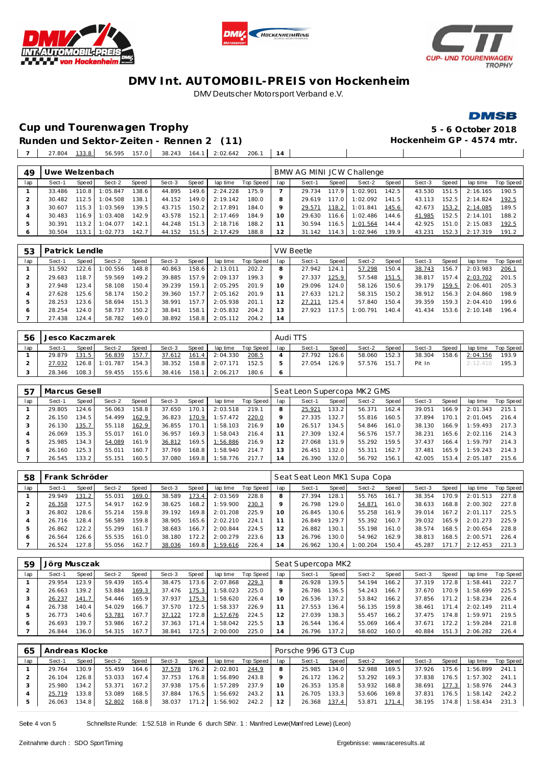# DMV Int. AUTOMOBIL-PREIS von Hockenheim

DMV Deutscher Motorsport Verband e.V.

## Cup und Tourenwagen Trophy

**5 - 6 October 2018**

### Runden und Sektor-Zeiten - Rennen 2 (11)

**Hockenheim GP - 4574 mtr.**

| 7 | 27.804 | 133.8 | 56.595 | 157.0 | 38.243 | 164.1 | 2:02.642 | 206.1 | 14 | | | | | | | | |
|---|---|---|---|---|---|---|---|---|---|---|---|---|---|---|---|---|---|

**49 Uwe Welzenbach** — BMW AG MINI JCW Challenge

| lap | Sect-1 | Speed | Sect-2 | Speed | Sect-3 | Speed | lap time | Top Speed | lap | Sect-1 | Speed | Sect-2 | Speed | Sect-3 | Speed | lap time | Top Speed |
|---|---|---|---|---|---|---|---|---|---|---|---|---|---|---|---|---|---|
| 1 | 33.486 | 110.8 | 1:05.847 | 138.6 | 44.895 | 149.6 | 2:24.228 | 175.9 | 7 | 29.734 | 117.9 | 1:02.901 | 142.5 | 43.530 | 151.5 | 2:16.165 | 190.5 |
| 2 | 30.482 | 112.5 | 1:04.508 | 138.1 | 44.152 | 149.0 | 2:19.142 | 180.0 | 8 | 29.619 | 117.0 | 1:02.092 | 141.5 | 43.113 | 152.5 | 2:14.824 | 192.5 |
| 3 | 30.607 | 115.3 | 1:03.569 | 139.5 | 43.715 | 150.2 | 2:17.891 | 184.0 | 9 | 29.571 | 118.2 | 1:01.841 | 145.6 | 42.673 | 153.2 | 2:14.085 | 189.5 |
| 4 | 30.483 | 116.9 | 1:03.408 | 142.9 | 43.578 | 152.1 | 2:17.469 | 184.9 | 10 | 29.630 | 116.6 | 1:02.486 | 144.6 | 41.985 | 152.5 | 2:14.101 | 188.2 |
| 5 | 30.391 | 113.2 | 1:04.077 | 142.1 | 44.248 | 151.3 | 2:18.716 | 188.2 | 11 | 30.594 | 116.5 | 1:01.564 | 144.4 | 42.925 | 151.0 | 2:15.083 | 192.5 |
| 6 | 30.504 | 113.1 | 1:02.773 | 142.7 | 44.152 | 151.5 | 2:17.429 | 188.8 | 12 | 31.142 | 114.3 | 1:02.946 | 139.9 | 43.231 | 152.3 | 2:17.319 | 191.2 |

**53 Patrick Lendle** — VW Beetle

| lap | Sect-1 | Speed | Sect-2 | Speed | Sect-3 | Speed | lap time | Top Speed | lap | Sect-1 | Speed | Sect-2 | Speed | Sect-3 | Speed | lap time | Top Speed |
|---|---|---|---|---|---|---|---|---|---|---|---|---|---|---|---|---|---|
| 1 | 31.592 | 122.6 | 1:00.556 | 148.8 | 40.863 | 158.6 | 2:13.011 | 202.2 | 8 | 27.942 | 124.1 | 57.298 | 150.4 | 38.743 | 156.7 | 2:03.983 | 206.1 |
| 2 | 29.683 | 118.7 | 59.569 | 149.2 | 39.885 | 157.9 | 2:09.137 | 199.3 | 9 | 27.337 | 125.9 | 57.548 | 151.5 | 38.817 | 157.4 | 2:03.702 | 201.5 |
| 3 | 27.948 | 123.4 | 58.108 | 150.4 | 39.239 | 159.1 | 2:05.295 | 201.9 | 10 | 29.096 | 124.0 | 58.126 | 150.6 | 39.179 | 159.5 | 2:06.401 | 205.3 |
| 4 | 27.628 | 125.6 | 58.174 | 150.2 | 39.360 | 157.7 | 2:05.162 | 201.9 | 11 | 27.633 | 121.2 | 58.315 | 150.2 | 38.912 | 156.3 | 2:04.860 | 198.9 |
| 5 | 28.253 | 123.6 | 58.694 | 151.3 | 38.991 | 157.7 | 2:05.938 | 201.1 | 12 | 27.211 | 125.4 | 57.840 | 150.4 | 39.359 | 159.3 | 2:04.410 | 199.6 |
| 6 | 28.254 | 124.0 | 58.737 | 150.2 | 38.841 | 158.1 | 2:05.832 | 204.2 | 13 | 27.923 | 117.5 | 1:00.791 | 140.4 | 41.434 | 153.6 | 2:10.148 | 196.4 |
| 7 | 27.438 | 124.4 | 58.782 | 149.0 | 38.892 | 158.8 | 2:05.112 | 204.2 | 14 | | | | | | | | |

**56 Jesco Kaczmarek** — Audi TTS

| lap | Sect-1 | Speed | Sect-2 | Speed | Sect-3 | Speed | lap time | Top Speed | lap | Sect-1 | Speed | Sect-2 | Speed | Sect-3 | Speed | lap time | Top Speed |
|---|---|---|---|---|---|---|---|---|---|---|---|---|---|---|---|---|---|
| 1 | 29.879 | 131.5 | 56.839 | 157.7 | 37.612 | 161.4 | 2:04.330 | 208.5 | 4 | 27.792 | 126.6 | 58.060 | 152.3 | 38.304 | 158.6 | 2:04.156 | 193.9 |
| 2 | 27.032 | 126.8 | 1:01.787 | 154.3 | 38.352 | 158.8 | 2:07.171 | 152.5 | 5 | 27.054 | 126.9 | 57.576 | 151.7 | Pit In | | 2:12.410 | 195.3 |
| 3 | 28.346 | 108.3 | 59.455 | 155.6 | 38.416 | 158.1 | 2:06.217 | 180.6 | 6 | | | | | | | | |

**57 Marcus Gesell** — Seat Leon Supercopa MK2 GMS

| lap | Sect-1 | Speed | Sect-2 | Speed | Sect-3 | Speed | lap time | Top Speed | lap | Sect-1 | Speed | Sect-2 | Speed | Sect-3 | Speed | lap time | Top Speed |
|---|---|---|---|---|---|---|---|---|---|---|---|---|---|---|---|---|---|
| 1 | 29.805 | 124.6 | 56.063 | 158.8 | 37.650 | 170.1 | 2:03.518 | 219.1 | 8 | 25.921 | 133.2 | 56.371 | 162.4 | 39.051 | 166.9 | 2:01.343 | 215.1 |
| 2 | 26.150 | 134.5 | 54.499 | 162.9 | 36.823 | 170.9 | 1:57.472 | 220.0 | 9 | 27.335 | 132.7 | 55.816 | 160.5 | 37.894 | 170.1 | 2:01.045 | 216.4 |
| 3 | 26.130 | 135.7 | 55.118 | 162.9 | 36.855 | 170.1 | 1:58.103 | 216.9 | 10 | 26.517 | 134.5 | 54.846 | 161.0 | 38.130 | 166.9 | 1:59.493 | 217.3 |
| 4 | 26.069 | 135.3 | 55.017 | 161.0 | 36.957 | 169.3 | 1:58.043 | 216.4 | 11 | 27.309 | 132.4 | 56.576 | 157.7 | 38.231 | 165.6 | 2:02.116 | 214.3 |
| 5 | 25.985 | 134.3 | 54.089 | 161.9 | 36.812 | 169.5 | 1:56.886 | 216.9 | 12 | 27.068 | 131.9 | 55.292 | 159.5 | 37.437 | 166.4 | 1:59.797 | 214.3 |
| 6 | 26.160 | 125.3 | 55.011 | 160.7 | 37.769 | 168.8 | 1:58.940 | 214.7 | 13 | 26.451 | 132.0 | 55.311 | 162.7 | 37.481 | 165.9 | 1:59.243 | 214.3 |
| 7 | 26.545 | 133.2 | 55.151 | 160.5 | 37.080 | 169.8 | 1:58.776 | 217.7 | 14 | 26.390 | 132.0 | 56.792 | 156.1 | 42.005 | 153.4 | 2:05.187 | 215.6 |

**58 Frank Schröder** — Seat Seat Leon MK1 Supa Copa

| lap | Sect-1 | Speed | Sect-2 | Speed | Sect-3 | Speed | lap time | Top Speed | lap | Sect-1 | Speed | Sect-2 | Speed | Sect-3 | Speed | lap time | Top Speed |
|---|---|---|---|---|---|---|---|---|---|---|---|---|---|---|---|---|---|
| 1 | 29.949 | 131.2 | 55.031 | 169.0 | 38.589 | 173.4 | 2:03.569 | 228.8 | 8 | 27.394 | 128.1 | 55.765 | 161.7 | 38.354 | 170.9 | 2:01.513 | 227.8 |
| 2 | 26.358 | 127.5 | 54.917 | 162.9 | 38.625 | 168.2 | 1:59.900 | 230.3 | 9 | 26.798 | 129.0 | 54.871 | 161.0 | 38.633 | 168.8 | 2:00.302 | 227.8 |
| 3 | 26.802 | 128.6 | 55.214 | 159.8 | 39.192 | 169.8 | 2:01.208 | 225.9 | 10 | 26.845 | 130.6 | 55.258 | 161.9 | 39.014 | 167.2 | 2:01.117 | 225.5 |
| 4 | 26.716 | 128.4 | 56.589 | 159.8 | 38.905 | 165.6 | 2:02.210 | 224.1 | 11 | 26.849 | 129.7 | 55.392 | 160.7 | 39.032 | 165.9 | 2:01.273 | 225.9 |
| 5 | 26.862 | 122.2 | 55.299 | 161.7 | 38.683 | 166.7 | 2:00.844 | 224.5 | 12 | 26.882 | 130.1 | 55.198 | 161.0 | 38.574 | 168.5 | 2:00.654 | 228.8 |
| 6 | 26.564 | 126.6 | 55.535 | 161.0 | 38.180 | 172.2 | 2:00.279 | 223.6 | 13 | 26.796 | 130.0 | 54.962 | 162.9 | 38.813 | 168.5 | 2:00.571 | 226.4 |
| 7 | 26.524 | 127.8 | 55.056 | 162.7 | 38.036 | 169.8 | 1:59.616 | 226.4 | 14 | 26.962 | 130.4 | 1:00.204 | 150.4 | 45.287 | 171.7 | 2:12.453 | 221.3 |

**59 Jörg Musczak** — Seat Supercopa MK2

| lap | Sect-1 | Speed | Sect-2 | Speed | Sect-3 | Speed | lap time | Top Speed | lap | Sect-1 | Speed | Sect-2 | Speed | Sect-3 | Speed | lap time | Top Speed |
|---|---|---|---|---|---|---|---|---|---|---|---|---|---|---|---|---|---|
| 1 | 29.954 | 123.9 | 59.439 | 165.4 | 38.475 | 173.6 | 2:07.868 | 229.3 | 8 | 26.928 | 139.5 | 54.194 | 166.2 | 37.319 | 172.8 | 1:58.441 | 222.7 |
| 2 | 26.663 | 139.2 | 53.884 | 169.3 | 37.476 | 175.3 | 1:58.023 | 225.0 | 9 | 26.786 | 136.5 | 54.243 | 166.7 | 37.670 | 170.9 | 1:58.699 | 225.5 |
| 3 | 26.237 | 141.7 | 54.446 | 165.9 | 37.937 | 175.3 | 1:58.620 | 226.4 | 10 | 26.536 | 137.2 | 53.842 | 166.2 | 37.856 | 171.2 | 1:58.234 | 226.4 |
| 4 | 26.738 | 140.4 | 54.029 | 166.7 | 37.570 | 172.5 | 1:58.337 | 226.9 | 11 | 27.553 | 136.4 | 56.135 | 159.8 | 38.461 | 171.4 | 2:02.149 | 211.4 |
| 5 | 26.773 | 140.6 | 53.781 | 167.7 | 37.122 | 172.8 | 1:57.676 | 224.5 | 12 | 27.039 | 138.3 | 55.457 | 166.2 | 37.475 | 174.8 | 1:59.971 | 219.5 |
| 6 | 26.693 | 139.7 | 53.986 | 167.2 | 37.363 | 171.4 | 1:58.042 | 225.5 | 13 | 26.544 | 136.4 | 55.069 | 166.4 | 37.671 | 172.2 | 1:59.284 | 221.8 |
| 7 | 26.844 | 136.0 | 54.315 | 167.7 | 38.841 | 172.5 | 2:00.000 | 225.0 | 14 | 26.796 | 137.2 | 58.602 | 160.0 | 40.884 | 151.3 | 2:06.282 | 226.4 |

**65 Andreas Klocke** — Porsche 996 GT3 Cup

| lap | Sect-1 | Speed | Sect-2 | Speed | Sect-3 | Speed | lap time | Top Speed | lap | Sect-1 | Speed | Sect-2 | Speed | Sect-3 | Speed | lap time | Top Speed |
|---|---|---|---|---|---|---|---|---|---|---|---|---|---|---|---|---|---|
| 1 | 29.764 | 130.9 | 55.459 | 164.6 | 37.578 | 176.2 | 2:02.801 | 244.9 | 8 | 25.985 | 134.0 | 52.988 | 169.5 | 37.926 | 175.6 | 1:56.899 | 241.1 |
| 2 | 26.104 | 126.8 | 53.033 | 167.4 | 37.753 | 176.8 | 1:56.890 | 243.8 | 9 | 26.172 | 136.2 | 53.292 | 169.3 | 37.838 | 176.5 | 1:57.302 | 241.1 |
| 3 | 25.980 | 134.2 | 53.371 | 167.2 | 37.938 | 175.6 | 1:57.289 | 237.9 | 10 | 26.353 | 135.8 | 53.932 | 168.8 | 38.691 | 177.3 | 1:58.976 | 244.3 |
| 4 | 25.719 | 133.8 | 53.089 | 168.5 | 37.884 | 176.5 | 1:56.692 | 243.2 | 11 | 26.705 | 133.3 | 53.606 | 169.8 | 37.831 | 176.5 | 1:58.142 | 242.2 |
| 5 | 26.063 | 134.8 | 52.802 | 168.8 | 38.037 | 171.2 | 1:56.902 | 242.2 | 12 | 26.368 | 137.4 | 53.871 | 171.4 | 38.195 | 174.8 | 1:58.434 | 231.3 |

Schnellste Runde: 1:52.518 in Runde 6 durch StNr. 1 : Manfred Lewe(Manfred Lewe) (Leon)

Zeitnahme durch : SDO SportTiming

Ergebnisse: www.raceresults.at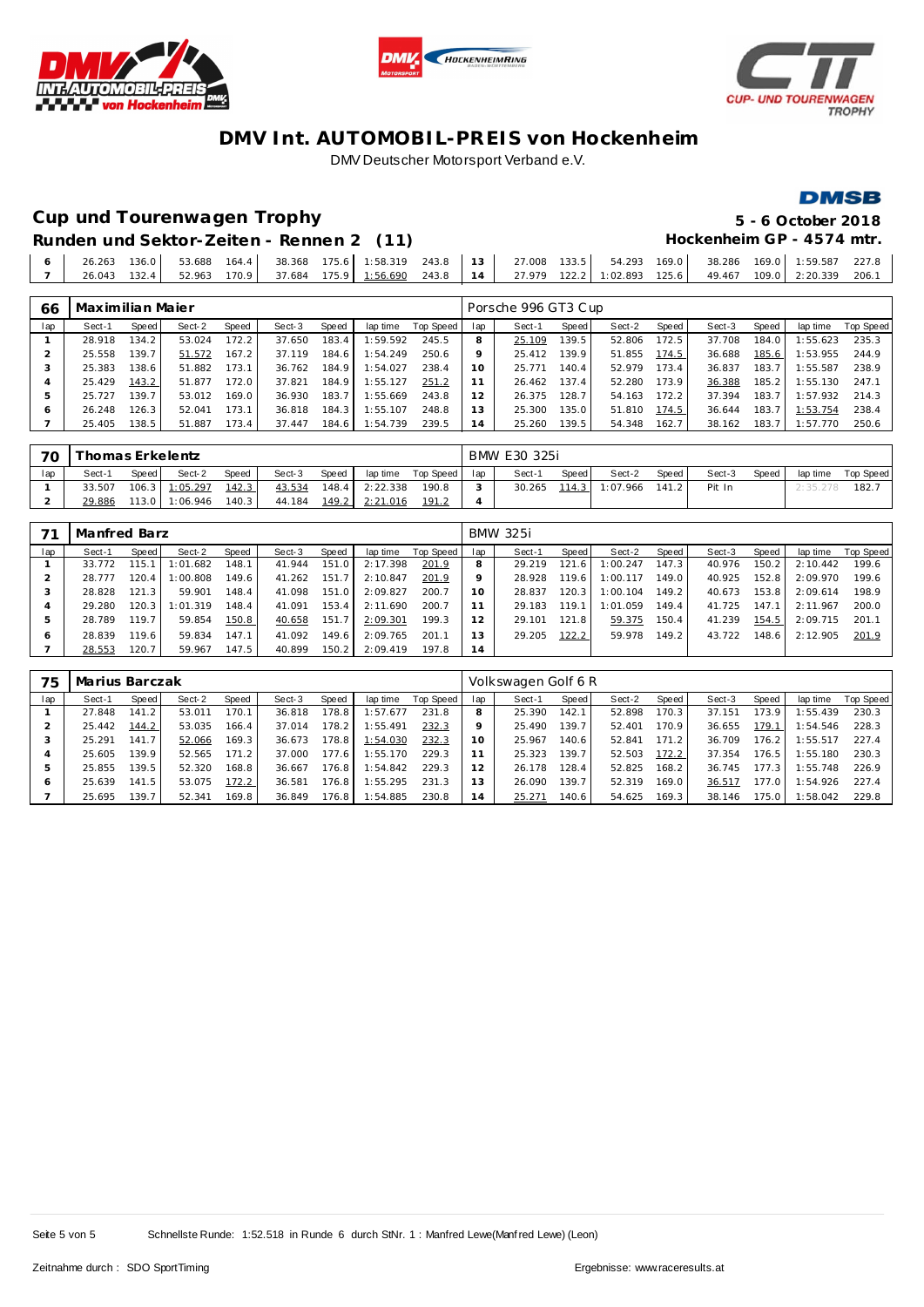# DMV Int. AUTOMOBIL-PREIS von Hockenheim

DMV Deutscher Motorsport Verband e.V.

## Cup und Tourenwagen Trophy

**5 - 6 October 2018**

### Runden und Sektor-Zeiten - Rennen 2 (11)

**Hockenheim GP - 4574 mtr.**

| lap | Sect-1 | Speed | Sect-2 | Speed | Sect-3 | Speed | lap time | Top Speed | lap | Sect-1 | Speed | Sect-2 | Speed | Sect-3 | Speed | lap time | Top Speed |
|---|---|---|---|---|---|---|---|---|---|---|---|---|---|---|---|---|---|
| 6 | 26.263 | 136.0 | 53.688 | 164.4 | 38.368 | 175.6 | 1:58.319 | 243.8 | 13 | 27.008 | 133.5 | 54.293 | 169.0 | 38.286 | 169.0 | 1:59.587 | 227.8 |
| 7 | 26.043 | 132.4 | 52.963 | 170.9 | 37.684 | 175.9 | 1:56.690 | 243.8 | 14 | 27.979 | 122.2 | 1:02.893 | 125.6 | 49.467 | 109.0 | 2:20.339 | 206.1 |

**66 Maximilian Maier** — Porsche 996 GT3 Cup

| lap | Sect-1 | Speed | Sect-2 | Speed | Sect-3 | Speed | lap time | Top Speed | lap | Sect-1 | Speed | Sect-2 | Speed | Sect-3 | Speed | lap time | Top Speed |
|---|---|---|---|---|---|---|---|---|---|---|---|---|---|---|---|---|---|
| 1 | 28.918 | 134.2 | 53.024 | 172.2 | 37.650 | 183.4 | 1:59.592 | 245.5 | 8 | 25.109 | 139.5 | 52.806 | 172.5 | 37.708 | 184.0 | 1:55.623 | 235.3 |
| 2 | 25.558 | 139.7 | 51.572 | 167.2 | 37.119 | 184.6 | 1:54.249 | 250.6 | 9 | 25.412 | 139.9 | 51.855 | 174.5 | 36.688 | 185.6 | 1:53.955 | 244.9 |
| 3 | 25.383 | 138.6 | 51.882 | 173.1 | 36.762 | 184.9 | 1:54.027 | 238.4 | 10 | 25.771 | 140.4 | 52.979 | 173.4 | 36.837 | 183.7 | 1:55.587 | 238.9 |
| 4 | 25.429 | 143.2 | 51.877 | 172.0 | 37.821 | 184.9 | 1:55.127 | 251.2 | 11 | 26.462 | 137.4 | 52.280 | 173.9 | 36.388 | 185.2 | 1:55.130 | 247.1 |
| 5 | 25.727 | 139.7 | 53.012 | 169.0 | 36.930 | 183.7 | 1:55.669 | 243.8 | 12 | 26.375 | 128.7 | 54.163 | 172.2 | 37.394 | 183.7 | 1:57.932 | 214.3 |
| 6 | 26.248 | 126.3 | 52.041 | 173.1 | 36.818 | 184.3 | 1:55.107 | 248.8 | 13 | 25.300 | 135.0 | 51.810 | 174.5 | 36.644 | 183.7 | 1:53.754 | 238.4 |
| 7 | 25.405 | 138.5 | 51.887 | 173.4 | 37.447 | 184.6 | 1:54.739 | 239.5 | 14 | 25.260 | 139.5 | 54.348 | 162.7 | 38.162 | 183.7 | 1:57.770 | 250.6 |

**70 Thomas Erkelentz** — BMW E30 325i

| lap | Sect-1 | Speed | Sect-2 | Speed | Sect-3 | Speed | lap time | Top Speed | lap | Sect-1 | Speed | Sect-2 | Speed | Sect-3 | Speed | lap time | Top Speed |
|---|---|---|---|---|---|---|---|---|---|---|---|---|---|---|---|---|---|
| 1 | 33.507 | 106.3 | 1:05.297 | 142.3 | 43.534 | 148.4 | 2:22.338 | 190.8 | 3 | 30.265 | 114.3 | 1:07.966 | 141.2 | Pit In | | 2:35.278 | 182.7 |
| 2 | 29.886 | 113.0 | 1:06.946 | 140.3 | 44.184 | 149.2 | 2:21.016 | 191.2 | 4 | | | | | | | | |

**71 Manfred Barz** — BMW 325i

| lap | Sect-1 | Speed | Sect-2 | Speed | Sect-3 | Speed | lap time | Top Speed | lap | Sect-1 | Speed | Sect-2 | Speed | Sect-3 | Speed | lap time | Top Speed |
|---|---|---|---|---|---|---|---|---|---|---|---|---|---|---|---|---|---|
| 1 | 33.772 | 115.1 | 1:01.682 | 148.1 | 41.944 | 151.0 | 2:17.398 | 201.9 | 8 | 29.219 | 121.6 | 1:00.247 | 147.3 | 40.976 | 150.2 | 2:10.442 | 199.6 |
| 2 | 28.777 | 120.4 | 1:00.808 | 149.6 | 41.262 | 151.7 | 2:10.847 | 201.9 | 9 | 28.928 | 119.6 | 1:00.117 | 149.0 | 40.925 | 152.8 | 2:09.970 | 199.6 |
| 3 | 28.828 | 121.3 | 59.901 | 148.4 | 41.098 | 151.0 | 2:09.827 | 200.7 | 10 | 28.837 | 120.3 | 1:00.104 | 149.2 | 40.673 | 153.8 | 2:09.614 | 198.9 |
| 4 | 29.280 | 120.3 | 1:01.319 | 148.4 | 41.091 | 153.4 | 2:11.690 | 200.7 | 11 | 29.183 | 119.1 | 1:01.059 | 149.4 | 41.725 | 147.1 | 2:11.967 | 200.0 |
| 5 | 28.789 | 119.7 | 59.854 | 150.8 | 40.658 | 151.7 | 2:09.301 | 199.3 | 12 | 29.101 | 121.8 | 59.375 | 150.4 | 41.239 | 154.5 | 2:09.715 | 201.1 |
| 6 | 28.839 | 119.6 | 59.834 | 147.1 | 41.092 | 149.6 | 2:09.765 | 201.1 | 13 | 29.205 | 122.2 | 59.978 | 149.2 | 43.722 | 148.6 | 2:12.905 | 201.9 |
| 7 | 28.553 | 120.7 | 59.967 | 147.5 | 40.899 | 150.2 | 2:09.419 | 197.8 | 14 | | | | | | | | |

**75 Marius Barczak** — Volkswagen Golf 6 R

| lap | Sect-1 | Speed | Sect-2 | Speed | Sect-3 | Speed | lap time | Top Speed | lap | Sect-1 | Speed | Sect-2 | Speed | Sect-3 | Speed | lap time | Top Speed |
|---|---|---|---|---|---|---|---|---|---|---|---|---|---|---|---|---|---|
| 1 | 27.848 | 141.2 | 53.011 | 170.1 | 36.818 | 178.8 | 1:57.677 | 231.8 | 8 | 25.390 | 142.1 | 52.898 | 170.3 | 37.151 | 173.9 | 1:55.439 | 230.3 |
| 2 | 25.442 | 144.2 | 53.035 | 166.4 | 37.014 | 178.2 | 1:55.491 | 232.3 | 9 | 25.490 | 139.7 | 52.401 | 170.9 | 36.655 | 179.1 | 1:54.546 | 228.3 |
| 3 | 25.291 | 141.7 | 52.066 | 169.3 | 36.673 | 178.8 | 1:54.030 | 232.3 | 10 | 25.967 | 140.6 | 52.841 | 171.2 | 36.709 | 176.2 | 1:55.517 | 227.4 |
| 4 | 25.605 | 139.9 | 52.565 | 171.2 | 37.000 | 177.6 | 1:55.170 | 229.3 | 11 | 25.323 | 139.7 | 52.503 | 172.2 | 37.354 | 176.5 | 1:55.180 | 230.3 |
| 5 | 25.855 | 139.5 | 52.320 | 168.8 | 36.667 | 176.8 | 1:54.842 | 229.3 | 12 | 26.178 | 128.4 | 52.825 | 168.2 | 36.745 | 177.3 | 1:55.748 | 226.9 |
| 6 | 25.639 | 141.5 | 53.075 | 172.2 | 36.581 | 176.8 | 1:55.295 | 231.3 | 13 | 26.090 | 139.7 | 52.319 | 169.0 | 36.517 | 177.0 | 1:54.926 | 227.4 |
| 7 | 25.695 | 139.7 | 52.341 | 169.8 | 36.849 | 176.8 | 1:54.885 | 230.8 | 14 | 25.271 | 140.6 | 54.625 | 169.3 | 38.146 | 175.0 | 1:58.042 | 229.8 |

Schnellste Runde: 1:52.518 in Runde 6 durch StNr. 1 : Manfred Lewe(Manfred Lewe) (Leon)

Zeitnahme durch : SDO SportTiming

Ergebnisse: www.raceresults.at